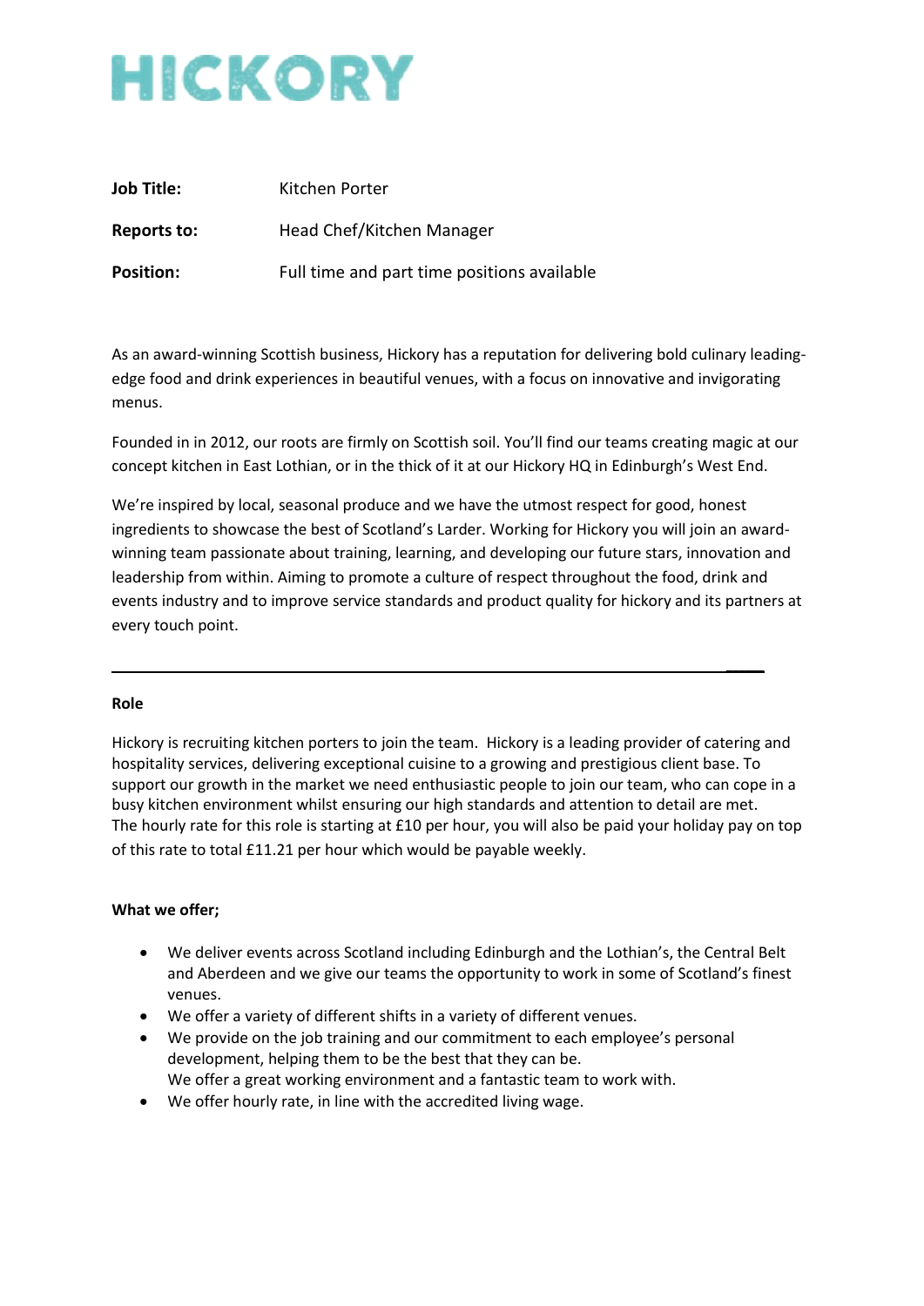# HICKORY

**Job Title:** Kitchen Porter

**Reports to:** Head Chef/Kitchen Manager

**Position:** Full time and part time positions available

As an award-winning Scottish business, Hickory has a reputation for delivering bold culinary leading-edge food and drink experiences in beautiful venues, with a focus on innovative and invigorating menus.

Founded in in 2012, our roots are firmly on Scottish soil. You'll find our teams creating magic at our concept kitchen in East Lothian, or in the thick of it at our Hickory HQ in Edinburgh's West End.

We're inspired by local, seasonal produce and we have the utmost respect for good, honest ingredients to showcase the best of Scotland's Larder. Working for Hickory you will join an award-winning team passionate about training, learning, and developing our future stars, innovation and leadership from within. Aiming to promote a culture of respect throughout the food, drink and events industry and to improve service standards and product quality for hickory and its partners at every touch point.

---

**Role**

Hickory is recruiting kitchen porters to join the team. Hickory is a leading provider of catering and hospitality services, delivering exceptional cuisine to a growing and prestigious client base. To support our growth in the market we need enthusiastic people to join our team, who can cope in a busy kitchen environment whilst ensuring our high standards and attention to detail are met.
The hourly rate for this role is starting at £10 per hour, you will also be paid your holiday pay on top of this rate to total £11.21 per hour which would be payable weekly.

**What we offer;**

- We deliver events across Scotland including Edinburgh and the Lothian's, the Central Belt and Aberdeen and we give our teams the opportunity to work in some of Scotland's finest venues.
- We offer a variety of different shifts in a variety of different venues.
- We provide on the job training and our commitment to each employee's personal development, helping them to be the best that they can be.
  We offer a great working environment and a fantastic team to work with.
- We offer hourly rate, in line with the accredited living wage.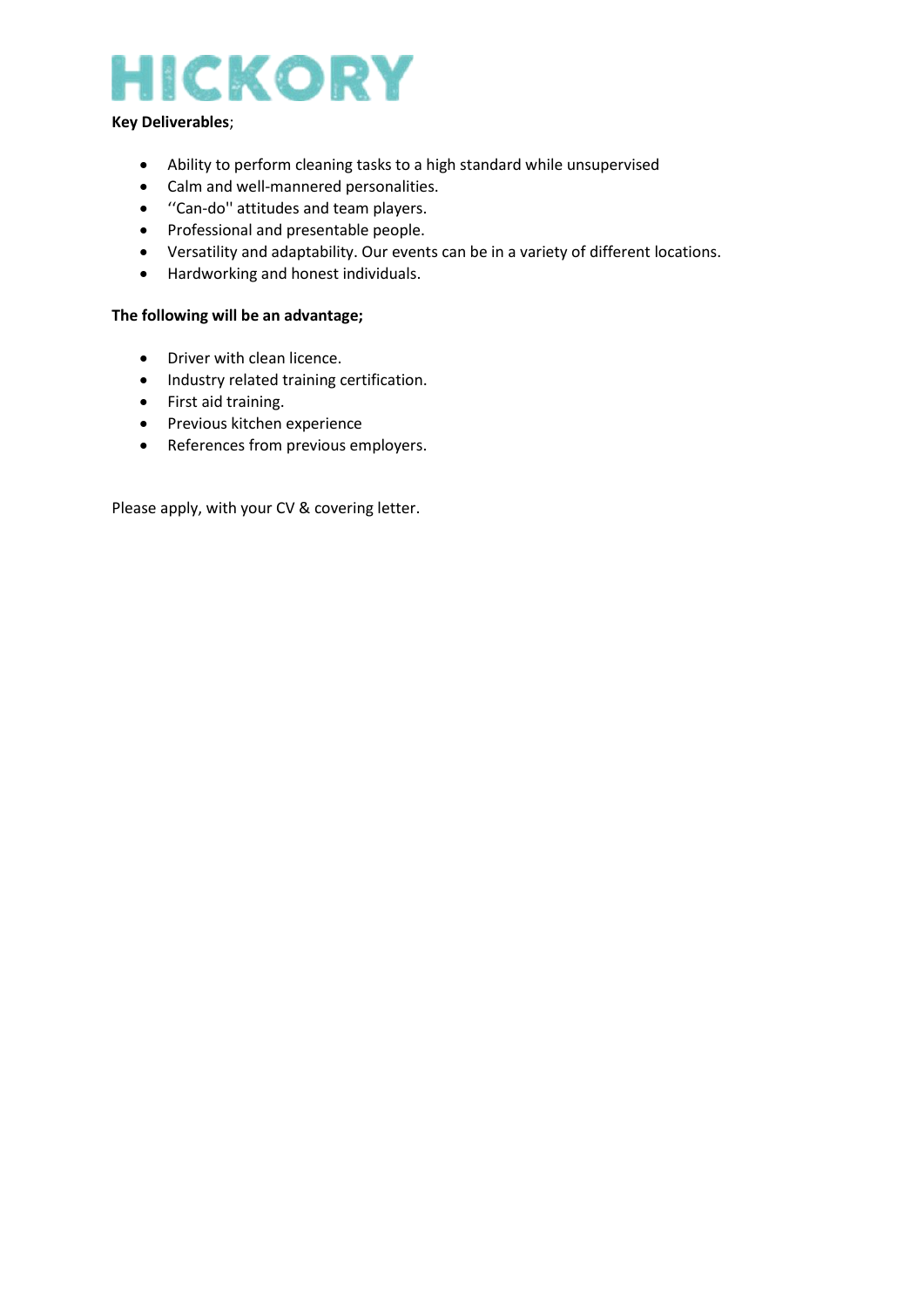HICKORY

**Key Deliverables**;

- Ability to perform cleaning tasks to a high standard while unsupervised
- Calm and well-mannered personalities.
- ''Can-do'' attitudes and team players.
- Professional and presentable people.
- Versatility and adaptability. Our events can be in a variety of different locations.
- Hardworking and honest individuals.

**The following will be an advantage;**

- Driver with clean licence.
- Industry related training certification.
- First aid training.
- Previous kitchen experience
- References from previous employers.

Please apply, with your CV & covering letter.